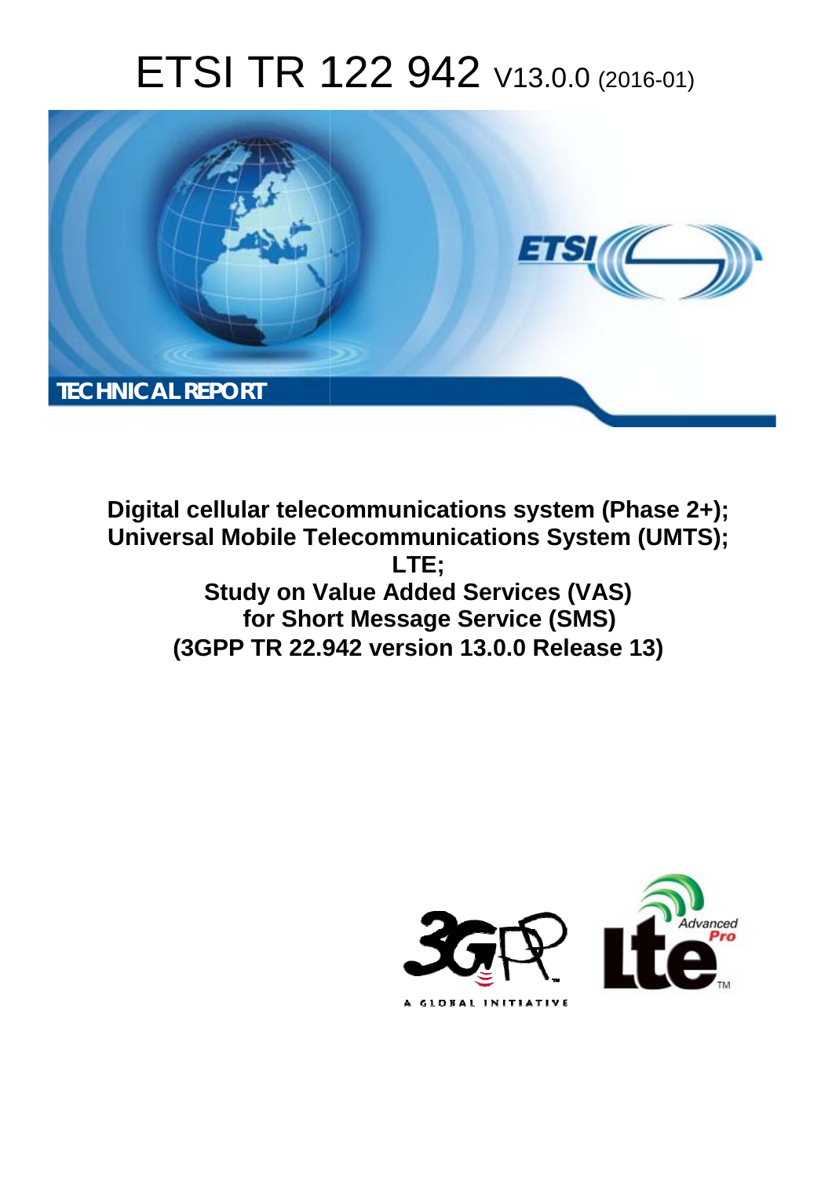# ETSI TR 122 942 V13.0.0 (2016-01)

TECHNICAL REPORT

**Digital cellular telecommunications system (Phase 2+); Universal Mobile Telecommunications System (UMTS); LTE; Study on Value Added Services (VAS) for Short Message Service (SMS) (3GPP TR 22.942 version 13.0.0 Release 13)**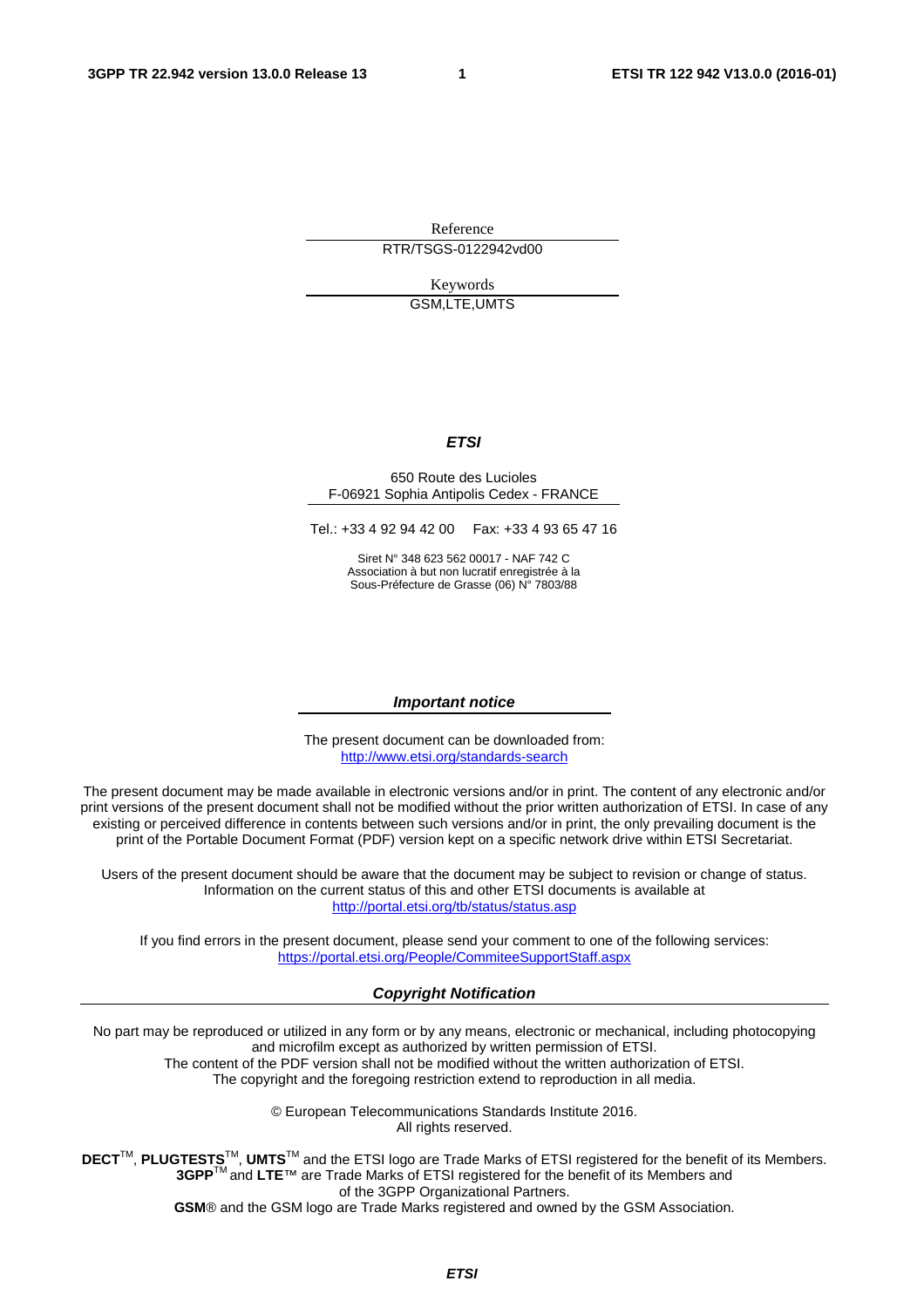Reference

RTR/TSGS-0122942vd00

Keywords

GSM,LTE,UMTS

***ETSI***

650 Route des Lucioles
F-06921 Sophia Antipolis Cedex - FRANCE

Tel.: +33 4 92 94 42 00 Fax: +33 4 93 65 47 16

Siret N° 348 623 562 00017 - NAF 742 C
Association à but non lucratif enregistrée à la
Sous-Préfecture de Grasse (06) N° 7803/88

***Important notice***

The present document can be downloaded from:
http://www.etsi.org/standards-search

The present document may be made available in electronic versions and/or in print. The content of any electronic and/or print versions of the present document shall not be modified without the prior written authorization of ETSI. In case of any existing or perceived difference in contents between such versions and/or in print, the only prevailing document is the print of the Portable Document Format (PDF) version kept on a specific network drive within ETSI Secretariat.

Users of the present document should be aware that the document may be subject to revision or change of status. Information on the current status of this and other ETSI documents is available at
http://portal.etsi.org/tb/status/status.asp

If you find errors in the present document, please send your comment to one of the following services:
https://portal.etsi.org/People/CommiteeSupportStaff.aspx

***Copyright Notification***

No part may be reproduced or utilized in any form or by any means, electronic or mechanical, including photocopying and microfilm except as authorized by written permission of ETSI.
The content of the PDF version shall not be modified without the written authorization of ETSI.
The copyright and the foregoing restriction extend to reproduction in all media.

© European Telecommunications Standards Institute 2016.
All rights reserved.

**DECT**™, **PLUGTESTS**™, **UMTS**™ and the ETSI logo are Trade Marks of ETSI registered for the benefit of its Members.
**3GPP**™ and **LTE**™ are Trade Marks of ETSI registered for the benefit of its Members and of the 3GPP Organizational Partners.
**GSM**® and the GSM logo are Trade Marks registered and owned by the GSM Association.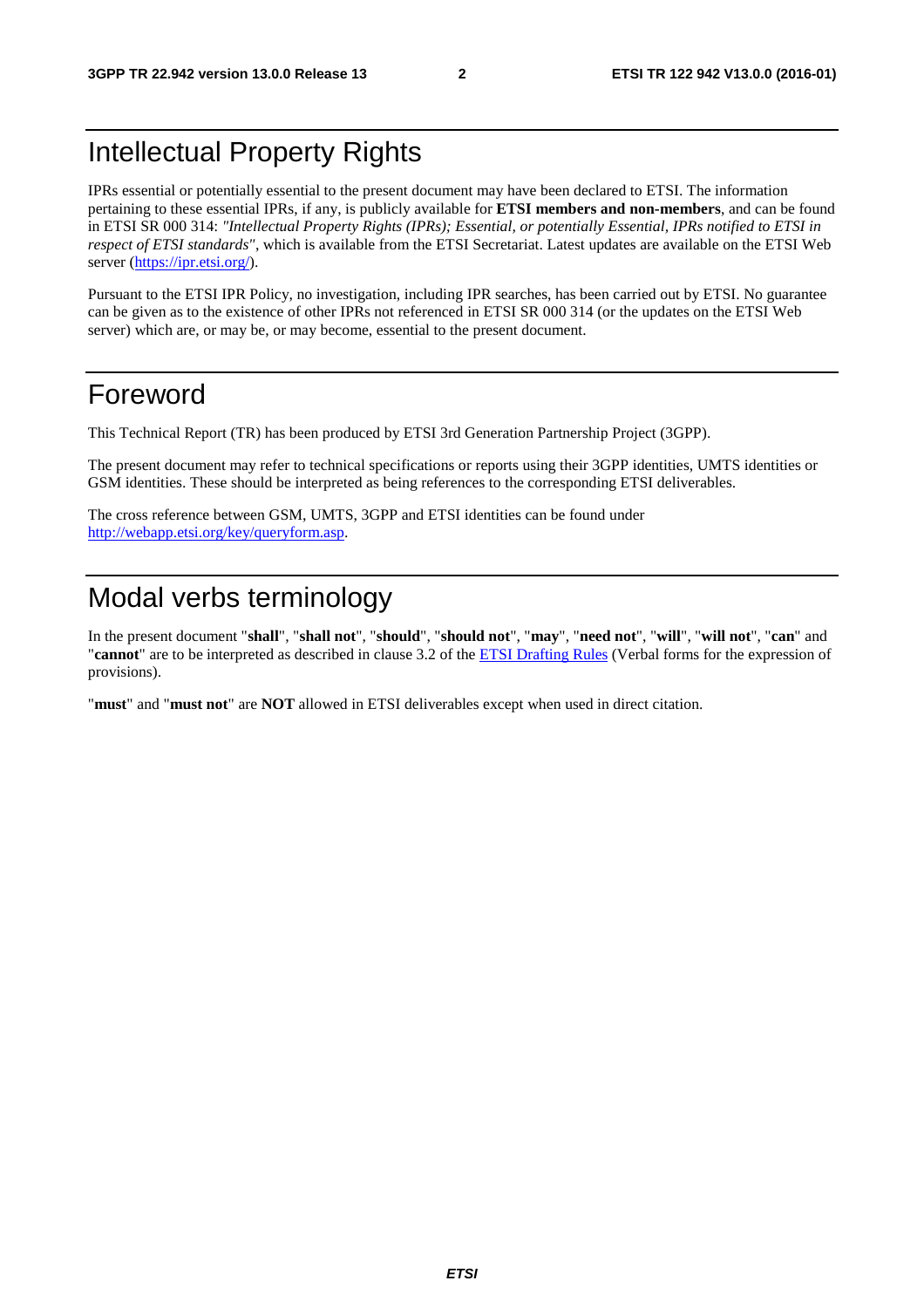# Intellectual Property Rights

IPRs essential or potentially essential to the present document may have been declared to ETSI. The information pertaining to these essential IPRs, if any, is publicly available for **ETSI members and non-members**, and can be found in ETSI SR 000 314: *"Intellectual Property Rights (IPRs); Essential, or potentially Essential, IPRs notified to ETSI in respect of ETSI standards"*, which is available from the ETSI Secretariat. Latest updates are available on the ETSI Web server (https://ipr.etsi.org/).

Pursuant to the ETSI IPR Policy, no investigation, including IPR searches, has been carried out by ETSI. No guarantee can be given as to the existence of other IPRs not referenced in ETSI SR 000 314 (or the updates on the ETSI Web server) which are, or may be, or may become, essential to the present document.

# Foreword

This Technical Report (TR) has been produced by ETSI 3rd Generation Partnership Project (3GPP).

The present document may refer to technical specifications or reports using their 3GPP identities, UMTS identities or GSM identities. These should be interpreted as being references to the corresponding ETSI deliverables.

The cross reference between GSM, UMTS, 3GPP and ETSI identities can be found under http://webapp.etsi.org/key/queryform.asp.

# Modal verbs terminology

In the present document "**shall**", "**shall not**", "**should**", "**should not**", "**may**", "**need not**", "**will**", "**will not**", "**can**" and "**cannot**" are to be interpreted as described in clause 3.2 of the ETSI Drafting Rules (Verbal forms for the expression of provisions).

"**must**" and "**must not**" are **NOT** allowed in ETSI deliverables except when used in direct citation.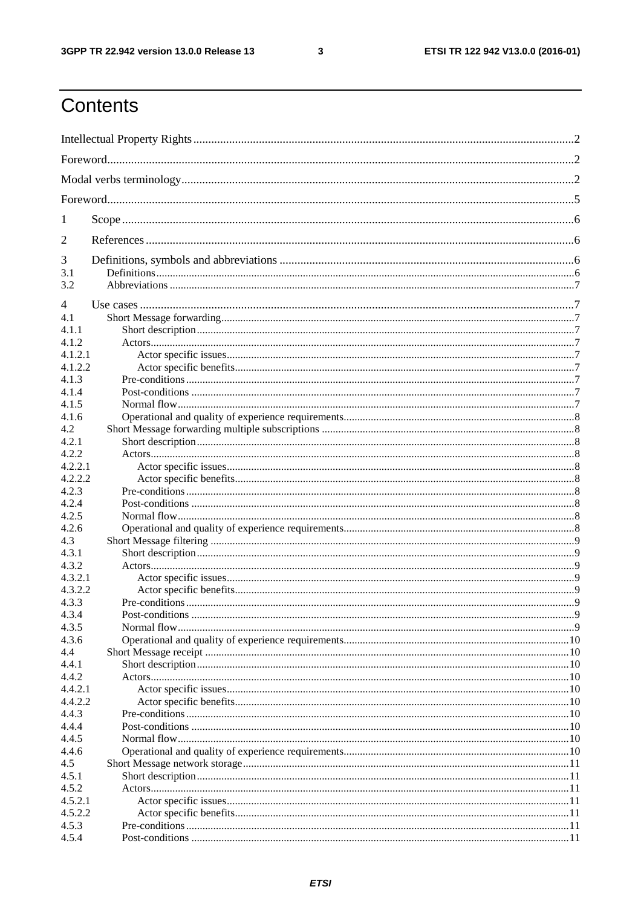# Contents

Intellectual Property Rights ........................................................................................................................ 2

Foreword ..................................................................................................................................................... 2

Modal verbs terminology ............................................................................................................................ 2

Foreword ..................................................................................................................................................... 5

1 Scope ....................................................................................................................................................... 6

2 References ............................................................................................................................................... 6

3 Definitions, symbols and abbreviations ................................................................................................... 6
3.1 Definitions ............................................................................................................................................. 6
3.2 Abbreviations ......................................................................................................................................... 7

4 Use cases .................................................................................................................................................. 7
4.1 Short Message forwarding ...................................................................................................................... 7
4.1.1 Short description ................................................................................................................................. 7
4.1.2 Actors .................................................................................................................................................. 7
4.1.2.1 Actor specific issues ......................................................................................................................... 7
4.1.2.2 Actor specific benefits ...................................................................................................................... 7
4.1.3 Pre-conditions ..................................................................................................................................... 7
4.1.4 Post-conditions ................................................................................................................................... 7
4.1.5 Normal flow ........................................................................................................................................ 7
4.1.6 Operational and quality of experience requirements ........................................................................... 8
4.2 Short Message forwarding multiple subscriptions .................................................................................. 8
4.2.1 Short description ................................................................................................................................. 8
4.2.2 Actors .................................................................................................................................................. 8
4.2.2.1 Actor specific issues ......................................................................................................................... 8
4.2.2.2 Actor specific benefits ...................................................................................................................... 8
4.2.3 Pre-conditions ..................................................................................................................................... 8
4.2.4 Post-conditions ................................................................................................................................... 8
4.2.5 Normal flow ........................................................................................................................................ 8
4.2.6 Operational and quality of experience requirements ........................................................................... 8
4.3 Short Message filtering ........................................................................................................................... 9
4.3.1 Short description ................................................................................................................................. 9
4.3.2 Actors .................................................................................................................................................. 9
4.3.2.1 Actor specific issues ......................................................................................................................... 9
4.3.2.2 Actor specific benefits ...................................................................................................................... 9
4.3.3 Pre-conditions ..................................................................................................................................... 9
4.3.4 Post-conditions ................................................................................................................................... 9
4.3.5 Normal flow ........................................................................................................................................ 9
4.3.6 Operational and quality of experience requirements ......................................................................... 10
4.4 Short Message receipt ........................................................................................................................... 10
4.4.1 Short description ............................................................................................................................... 10
4.4.2 Actors ................................................................................................................................................ 10
4.4.2.1 Actor specific issues ....................................................................................................................... 10
4.4.2.2 Actor specific benefits .................................................................................................................... 10
4.4.3 Pre-conditions ................................................................................................................................... 10
4.4.4 Post-conditions ................................................................................................................................. 10
4.4.5 Normal flow ...................................................................................................................................... 10
4.4.6 Operational and quality of experience requirements ......................................................................... 10
4.5 Short Message network storage ............................................................................................................ 11
4.5.1 Short description ............................................................................................................................... 11
4.5.2 Actors ................................................................................................................................................ 11
4.5.2.1 Actor specific issues ....................................................................................................................... 11
4.5.2.2 Actor specific benefits .................................................................................................................... 11
4.5.3 Pre-conditions ................................................................................................................................... 11
4.5.4 Post-conditions ................................................................................................................................. 11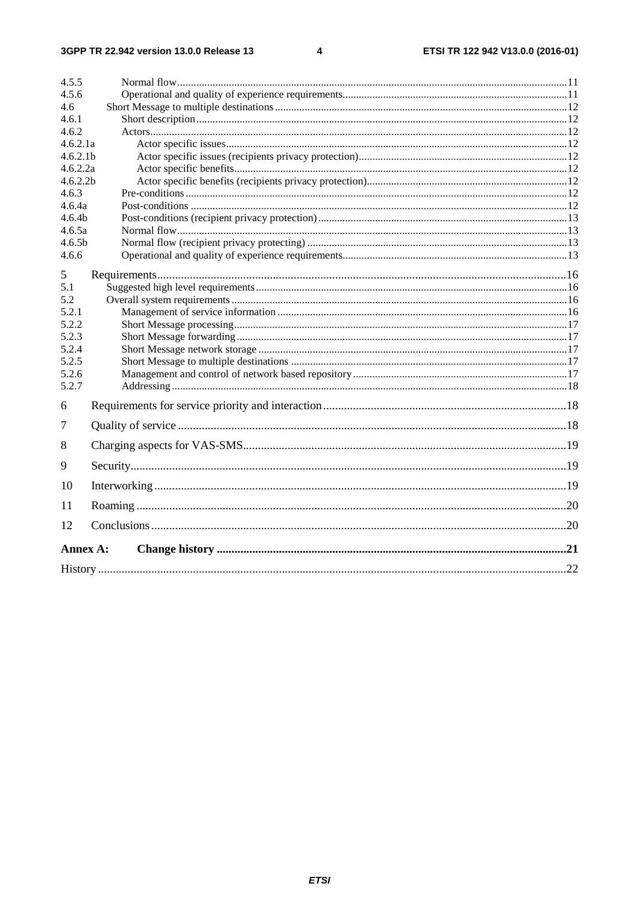4.5.5 Normal flow ....................................................................................................................................11
4.5.6 Operational and quality of experience requirements.................................................................................11
4.6 Short Message to multiple destinations ...........................................................................................................12
4.6.1 Short description ..............................................................................................................................12
4.6.2 Actors...............................................................................................................................................12
4.6.2.1a Actor specific issues....................................................................................................................12
4.6.2.1b Actor specific issues (recipients privacy protection)..............................................................................12
4.6.2.2a Actor specific benefits.................................................................................................................12
4.6.2.2b Actor specific benefits (recipients privacy protection)............................................................................12
4.6.3 Pre-conditions .................................................................................................................................12
4.6.4a Post-conditions ...............................................................................................................................12
4.6.4b Post-conditions (recipient privacy protection).......................................................................................13
4.6.5a Normal flow.....................................................................................................................................13
4.6.5b Normal flow (recipient privacy protecting) ..............................................................................................13
4.6.6 Operational and quality of experience requirements.................................................................................13

5 Requirements.........................................................................................................................................16
5.1 Suggested high level requirements ...................................................................................................................16
5.2 Overall system requirements ...........................................................................................................................16
5.2.1 Management of service information ........................................................................................................16
5.2.2 Short Message processing.....................................................................................................................17
5.2.3 Short Message forwarding ....................................................................................................................17
5.2.4 Short Message network storage ............................................................................................................17
5.2.5 Short Message to multiple destinations ...................................................................................................17
5.2.6 Management and control of network based repository ..............................................................................17
5.2.7 Addressing .......................................................................................................................................18

6 Requirements for service priority and interaction .................................................................................18

7 Quality of service ..................................................................................................................................18

8 Charging aspects for VAS-SMS.............................................................................................................19

9 Security..................................................................................................................................................19

10 Interworking ..........................................................................................................................................19

11 Roaming ................................................................................................................................................20

12 Conclusions ...........................................................................................................................................20

**Annex A: Change history .....................................................................................................................21**

History ..............................................................................................................................................................22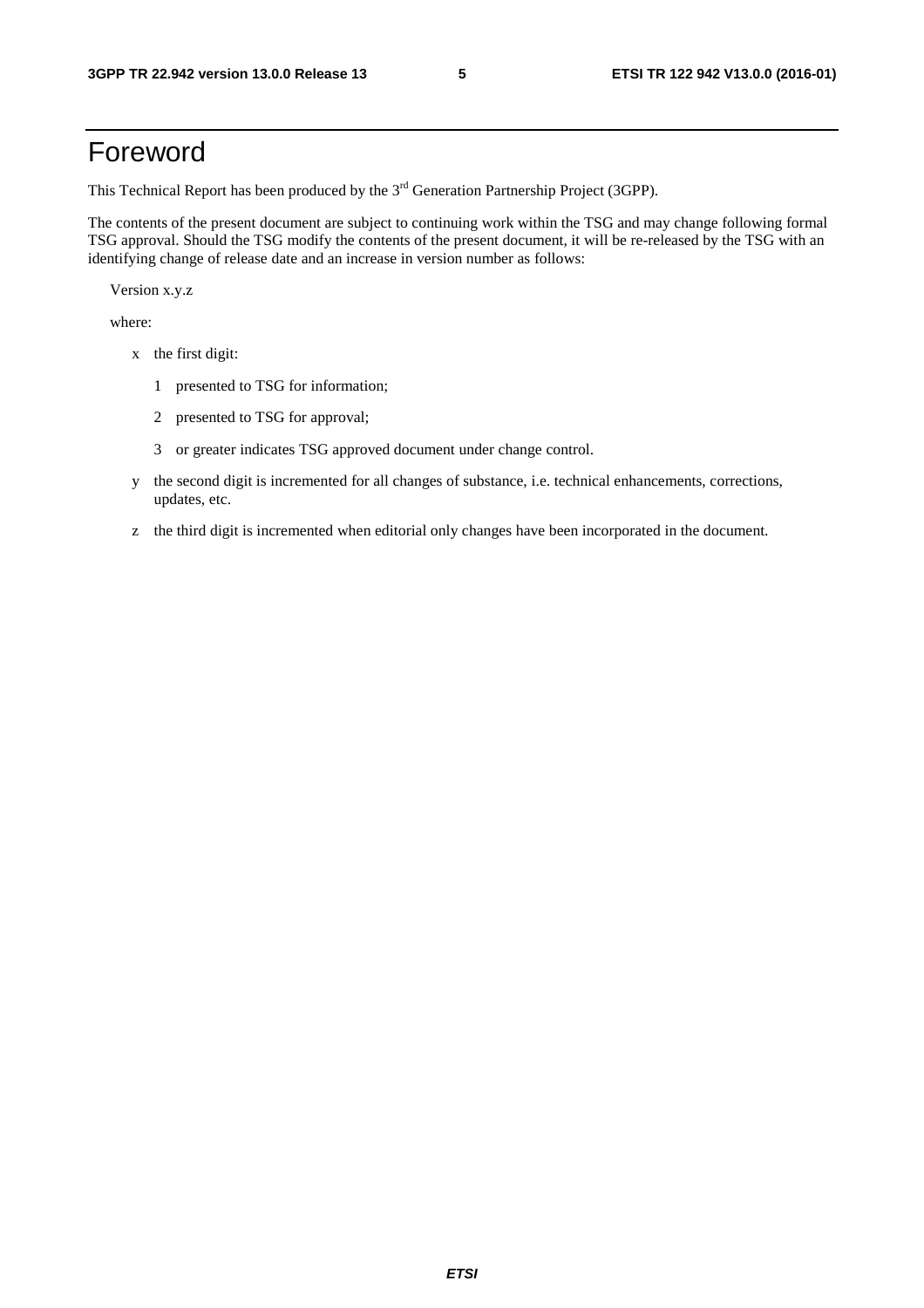# Foreword

This Technical Report has been produced by the 3rd Generation Partnership Project (3GPP).

The contents of the present document are subject to continuing work within the TSG and may change following formal TSG approval. Should the TSG modify the contents of the present document, it will be re-released by the TSG with an identifying change of release date and an increase in version number as follows:

Version x.y.z

where:

- x the first digit:
  - 1 presented to TSG for information;
  - 2 presented to TSG for approval;
  - 3 or greater indicates TSG approved document under change control.
- y the second digit is incremented for all changes of substance, i.e. technical enhancements, corrections, updates, etc.
- z the third digit is incremented when editorial only changes have been incorporated in the document.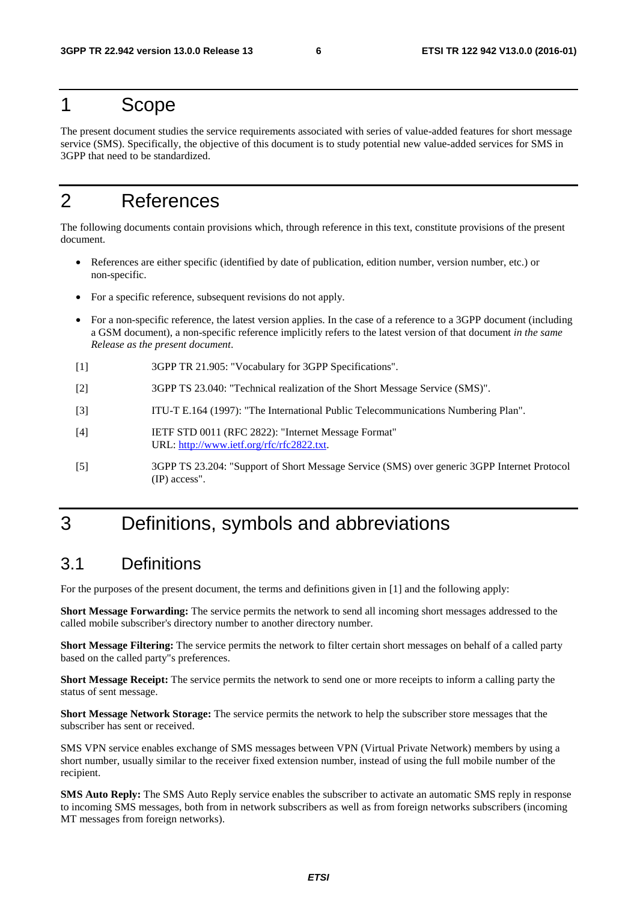# 1 Scope

The present document studies the service requirements associated with series of value-added features for short message service (SMS). Specifically, the objective of this document is to study potential new value-added services for SMS in 3GPP that need to be standardized.

# 2 References

The following documents contain provisions which, through reference in this text, constitute provisions of the present document.

- References are either specific (identified by date of publication, edition number, version number, etc.) or non-specific.
- For a specific reference, subsequent revisions do not apply.
- For a non-specific reference, the latest version applies. In the case of a reference to a 3GPP document (including a GSM document), a non-specific reference implicitly refers to the latest version of that document *in the same Release as the present document*.

[1] 3GPP TR 21.905: "Vocabulary for 3GPP Specifications".

[2] 3GPP TS 23.040: "Technical realization of the Short Message Service (SMS)".

[3] ITU-T E.164 (1997): "The International Public Telecommunications Numbering Plan".

[4] IETF STD 0011 (RFC 2822): "Internet Message Format" URL: http://www.ietf.org/rfc/rfc2822.txt.

[5] 3GPP TS 23.204: "Support of Short Message Service (SMS) over generic 3GPP Internet Protocol (IP) access".

# 3 Definitions, symbols and abbreviations

## 3.1 Definitions

For the purposes of the present document, the terms and definitions given in [1] and the following apply:

**Short Message Forwarding:** The service permits the network to send all incoming short messages addressed to the called mobile subscriber's directory number to another directory number.

**Short Message Filtering:** The service permits the network to filter certain short messages on behalf of a called party based on the called party"s preferences.

**Short Message Receipt:** The service permits the network to send one or more receipts to inform a calling party the status of sent message.

**Short Message Network Storage:** The service permits the network to help the subscriber store messages that the subscriber has sent or received.

SMS VPN service enables exchange of SMS messages between VPN (Virtual Private Network) members by using a short number, usually similar to the receiver fixed extension number, instead of using the full mobile number of the recipient.

**SMS Auto Reply:** The SMS Auto Reply service enables the subscriber to activate an automatic SMS reply in response to incoming SMS messages, both from in network subscribers as well as from foreign networks subscribers (incoming MT messages from foreign networks).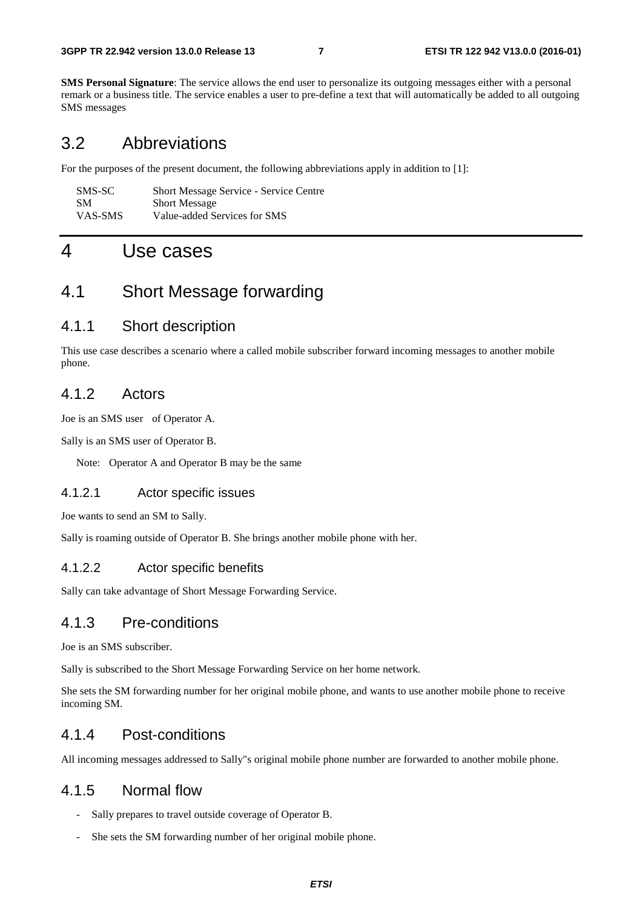**SMS Personal Signature**: The service allows the end user to personalize its outgoing messages either with a personal remark or a business title. The service enables a user to pre-define a text that will automatically be added to all outgoing SMS messages

## 3.2 Abbreviations

For the purposes of the present document, the following abbreviations apply in addition to [1]:

| | |
|---|---|
| SMS-SC | Short Message Service - Service Centre |
| SM | Short Message |
| VAS-SMS | Value-added Services for SMS |

# 4 Use cases

## 4.1 Short Message forwarding

### 4.1.1 Short description

This use case describes a scenario where a called mobile subscriber forward incoming messages to another mobile phone.

### 4.1.2 Actors

Joe is an SMS user of Operator A.

Sally is an SMS user of Operator B.

Note: Operator A and Operator B may be the same

#### 4.1.2.1 Actor specific issues

Joe wants to send an SM to Sally.

Sally is roaming outside of Operator B. She brings another mobile phone with her.

#### 4.1.2.2 Actor specific benefits

Sally can take advantage of Short Message Forwarding Service.

### 4.1.3 Pre-conditions

Joe is an SMS subscriber.

Sally is subscribed to the Short Message Forwarding Service on her home network.

She sets the SM forwarding number for her original mobile phone, and wants to use another mobile phone to receive incoming SM.

### 4.1.4 Post-conditions

All incoming messages addressed to Sally"s original mobile phone number are forwarded to another mobile phone.

### 4.1.5 Normal flow

- Sally prepares to travel outside coverage of Operator B.
- She sets the SM forwarding number of her original mobile phone.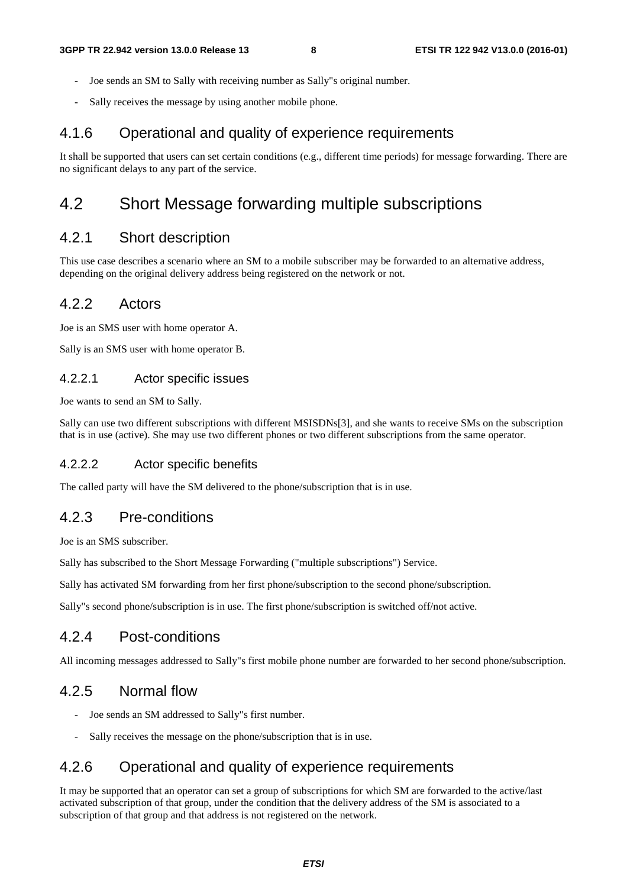- Joe sends an SM to Sally with receiving number as Sally"s original number.
- Sally receives the message by using another mobile phone.

### 4.1.6 Operational and quality of experience requirements

It shall be supported that users can set certain conditions (e.g., different time periods) for message forwarding. There are no significant delays to any part of the service.

## 4.2 Short Message forwarding multiple subscriptions

### 4.2.1 Short description

This use case describes a scenario where an SM to a mobile subscriber may be forwarded to an alternative address, depending on the original delivery address being registered on the network or not.

### 4.2.2 Actors

Joe is an SMS user with home operator A.

Sally is an SMS user with home operator B.

#### 4.2.2.1 Actor specific issues

Joe wants to send an SM to Sally.

Sally can use two different subscriptions with different MSISDNs[3], and she wants to receive SMs on the subscription that is in use (active). She may use two different phones or two different subscriptions from the same operator.

#### 4.2.2.2 Actor specific benefits

The called party will have the SM delivered to the phone/subscription that is in use.

### 4.2.3 Pre-conditions

Joe is an SMS subscriber.

Sally has subscribed to the Short Message Forwarding ("multiple subscriptions") Service.

Sally has activated SM forwarding from her first phone/subscription to the second phone/subscription.

Sally"s second phone/subscription is in use. The first phone/subscription is switched off/not active.

### 4.2.4 Post-conditions

All incoming messages addressed to Sally"s first mobile phone number are forwarded to her second phone/subscription.

### 4.2.5 Normal flow

- Joe sends an SM addressed to Sally"s first number.
- Sally receives the message on the phone/subscription that is in use.

### 4.2.6 Operational and quality of experience requirements

It may be supported that an operator can set a group of subscriptions for which SM are forwarded to the active/last activated subscription of that group, under the condition that the delivery address of the SM is associated to a subscription of that group and that address is not registered on the network.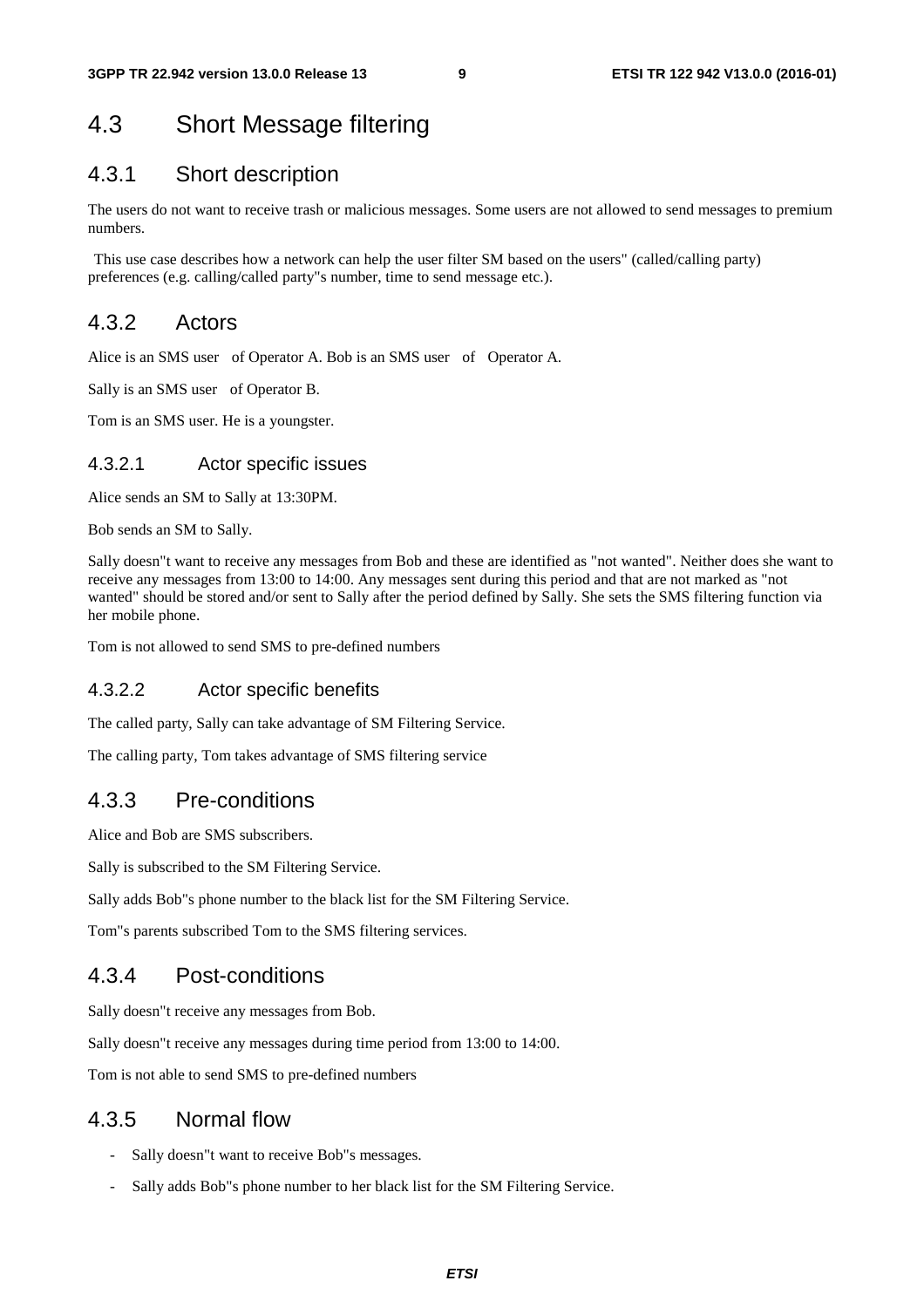## 4.3 Short Message filtering

### 4.3.1 Short description

The users do not want to receive trash or malicious messages. Some users are not allowed to send messages to premium numbers.

This use case describes how a network can help the user filter SM based on the users" (called/calling party) preferences (e.g. calling/called party"s number, time to send message etc.).

### 4.3.2 Actors

Alice is an SMS user of Operator A. Bob is an SMS user of Operator A.

Sally is an SMS user of Operator B.

Tom is an SMS user. He is a youngster.

#### 4.3.2.1 Actor specific issues

Alice sends an SM to Sally at 13:30PM.

Bob sends an SM to Sally.

Sally doesn"t want to receive any messages from Bob and these are identified as "not wanted". Neither does she want to receive any messages from 13:00 to 14:00. Any messages sent during this period and that are not marked as "not wanted" should be stored and/or sent to Sally after the period defined by Sally. She sets the SMS filtering function via her mobile phone.

Tom is not allowed to send SMS to pre-defined numbers

#### 4.3.2.2 Actor specific benefits

The called party, Sally can take advantage of SM Filtering Service.

The calling party, Tom takes advantage of SMS filtering service

### 4.3.3 Pre-conditions

Alice and Bob are SMS subscribers.

Sally is subscribed to the SM Filtering Service.

Sally adds Bob"s phone number to the black list for the SM Filtering Service.

Tom"s parents subscribed Tom to the SMS filtering services.

### 4.3.4 Post-conditions

Sally doesn"t receive any messages from Bob.

Sally doesn"t receive any messages during time period from 13:00 to 14:00.

Tom is not able to send SMS to pre-defined numbers

### 4.3.5 Normal flow

- Sally doesn"t want to receive Bob"s messages.
- Sally adds Bob"s phone number to her black list for the SM Filtering Service.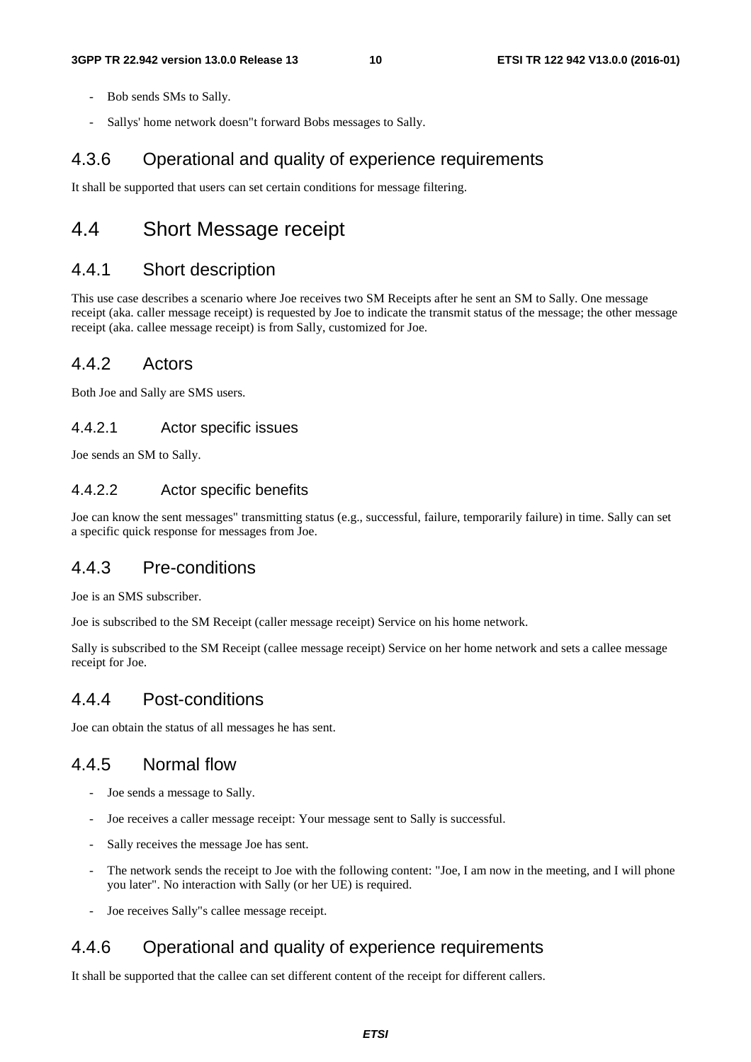- Bob sends SMs to Sally.
- Sallys' home network doesn"t forward Bobs messages to Sally.

### 4.3.6 Operational and quality of experience requirements

It shall be supported that users can set certain conditions for message filtering.

## 4.4 Short Message receipt

### 4.4.1 Short description

This use case describes a scenario where Joe receives two SM Receipts after he sent an SM to Sally. One message receipt (aka. caller message receipt) is requested by Joe to indicate the transmit status of the message; the other message receipt (aka. callee message receipt) is from Sally, customized for Joe.

### 4.4.2 Actors

Both Joe and Sally are SMS users.

#### 4.4.2.1 Actor specific issues

Joe sends an SM to Sally.

#### 4.4.2.2 Actor specific benefits

Joe can know the sent messages" transmitting status (e.g., successful, failure, temporarily failure) in time. Sally can set a specific quick response for messages from Joe.

### 4.4.3 Pre-conditions

Joe is an SMS subscriber.

Joe is subscribed to the SM Receipt (caller message receipt) Service on his home network.

Sally is subscribed to the SM Receipt (callee message receipt) Service on her home network and sets a callee message receipt for Joe.

### 4.4.4 Post-conditions

Joe can obtain the status of all messages he has sent.

### 4.4.5 Normal flow

- Joe sends a message to Sally.
- Joe receives a caller message receipt: Your message sent to Sally is successful.
- Sally receives the message Joe has sent.
- The network sends the receipt to Joe with the following content: "Joe, I am now in the meeting, and I will phone you later". No interaction with Sally (or her UE) is required.
- Joe receives Sally"s callee message receipt.

### 4.4.6 Operational and quality of experience requirements

It shall be supported that the callee can set different content of the receipt for different callers.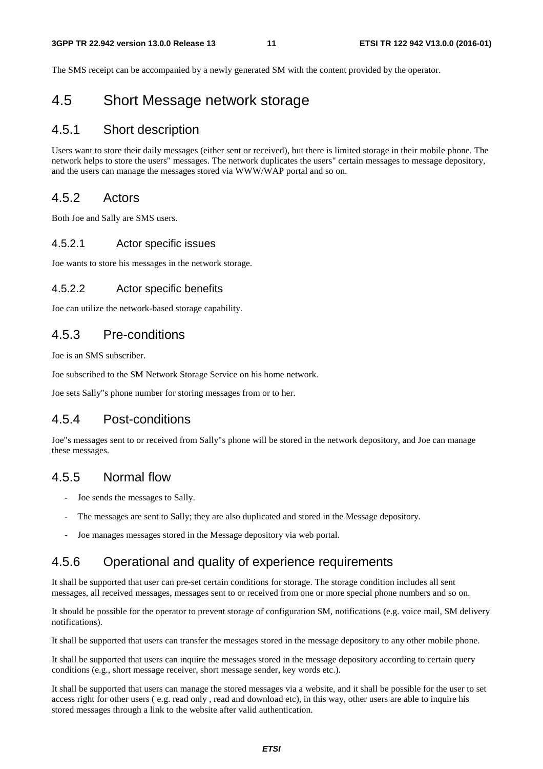The SMS receipt can be accompanied by a newly generated SM with the content provided by the operator.

## 4.5 Short Message network storage

### 4.5.1 Short description

Users want to store their daily messages (either sent or received), but there is limited storage in their mobile phone. The network helps to store the users" messages. The network duplicates the users" certain messages to message depository, and the users can manage the messages stored via WWW/WAP portal and so on.

### 4.5.2 Actors

Both Joe and Sally are SMS users.

#### 4.5.2.1 Actor specific issues

Joe wants to store his messages in the network storage.

#### 4.5.2.2 Actor specific benefits

Joe can utilize the network-based storage capability.

### 4.5.3 Pre-conditions

Joe is an SMS subscriber.

Joe subscribed to the SM Network Storage Service on his home network.

Joe sets Sally"s phone number for storing messages from or to her.

### 4.5.4 Post-conditions

Joe"s messages sent to or received from Sally"s phone will be stored in the network depository, and Joe can manage these messages.

### 4.5.5 Normal flow

- Joe sends the messages to Sally.
- The messages are sent to Sally; they are also duplicated and stored in the Message depository.
- Joe manages messages stored in the Message depository via web portal.

### 4.5.6 Operational and quality of experience requirements

It shall be supported that user can pre-set certain conditions for storage. The storage condition includes all sent messages, all received messages, messages sent to or received from one or more special phone numbers and so on.

It should be possible for the operator to prevent storage of configuration SM, notifications (e.g. voice mail, SM delivery notifications).

It shall be supported that users can transfer the messages stored in the message depository to any other mobile phone.

It shall be supported that users can inquire the messages stored in the message depository according to certain query conditions (e.g., short message receiver, short message sender, key words etc.).

It shall be supported that users can manage the stored messages via a website, and it shall be possible for the user to set access right for other users ( e.g. read only , read and download etc), in this way, other users are able to inquire his stored messages through a link to the website after valid authentication.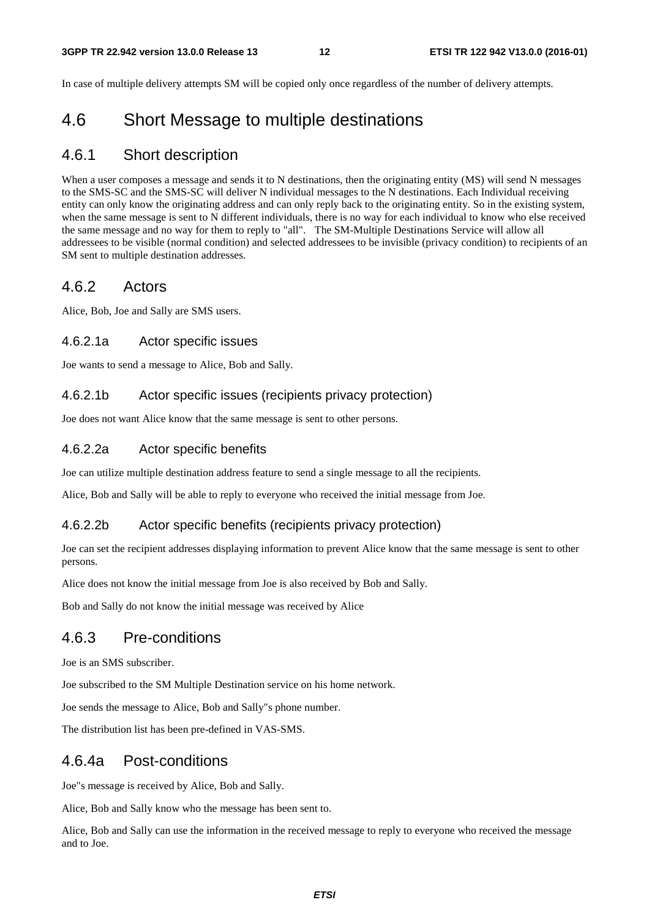In case of multiple delivery attempts SM will be copied only once regardless of the number of delivery attempts.

## 4.6 Short Message to multiple destinations

### 4.6.1 Short description

When a user composes a message and sends it to N destinations, then the originating entity (MS) will send N messages to the SMS-SC and the SMS-SC will deliver N individual messages to the N destinations. Each Individual receiving entity can only know the originating address and can only reply back to the originating entity. So in the existing system, when the same message is sent to N different individuals, there is no way for each individual to know who else received the same message and no way for them to reply to "all". The SM-Multiple Destinations Service will allow all addressees to be visible (normal condition) and selected addressees to be invisible (privacy condition) to recipients of an SM sent to multiple destination addresses.

### 4.6.2 Actors

Alice, Bob, Joe and Sally are SMS users.

#### 4.6.2.1a Actor specific issues

Joe wants to send a message to Alice, Bob and Sally.

#### 4.6.2.1b Actor specific issues (recipients privacy protection)

Joe does not want Alice know that the same message is sent to other persons.

#### 4.6.2.2a Actor specific benefits

Joe can utilize multiple destination address feature to send a single message to all the recipients.

Alice, Bob and Sally will be able to reply to everyone who received the initial message from Joe.

#### 4.6.2.2b Actor specific benefits (recipients privacy protection)

Joe can set the recipient addresses displaying information to prevent Alice know that the same message is sent to other persons.

Alice does not know the initial message from Joe is also received by Bob and Sally.

Bob and Sally do not know the initial message was received by Alice

### 4.6.3 Pre-conditions

Joe is an SMS subscriber.

Joe subscribed to the SM Multiple Destination service on his home network.

Joe sends the message to Alice, Bob and Sally"s phone number.

The distribution list has been pre-defined in VAS-SMS.

### 4.6.4a Post-conditions

Joe"s message is received by Alice, Bob and Sally.

Alice, Bob and Sally know who the message has been sent to.

Alice, Bob and Sally can use the information in the received message to reply to everyone who received the message and to Joe.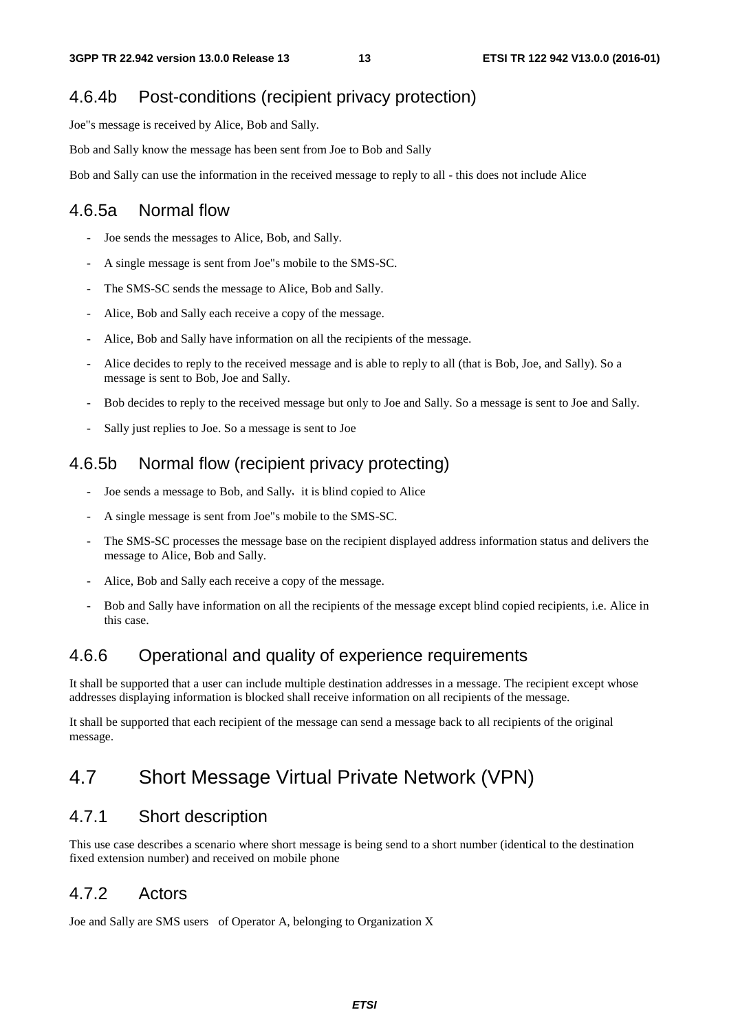## 4.6.4b Post-conditions (recipient privacy protection)

Joe"s message is received by Alice, Bob and Sally.

Bob and Sally know the message has been sent from Joe to Bob and Sally

Bob and Sally can use the information in the received message to reply to all - this does not include Alice

## 4.6.5a Normal flow

- Joe sends the messages to Alice, Bob, and Sally.
- A single message is sent from Joe"s mobile to the SMS-SC.
- The SMS-SC sends the message to Alice, Bob and Sally.
- Alice, Bob and Sally each receive a copy of the message.
- Alice, Bob and Sally have information on all the recipients of the message.
- Alice decides to reply to the received message and is able to reply to all (that is Bob, Joe, and Sally). So a message is sent to Bob, Joe and Sally.
- Bob decides to reply to the received message but only to Joe and Sally. So a message is sent to Joe and Sally.
- Sally just replies to Joe. So a message is sent to Joe

## 4.6.5b Normal flow (recipient privacy protecting)

- Joe sends a message to Bob, and Sally, it is blind copied to Alice
- A single message is sent from Joe"s mobile to the SMS-SC.
- The SMS-SC processes the message base on the recipient displayed address information status and delivers the message to Alice, Bob and Sally.
- Alice, Bob and Sally each receive a copy of the message.
- Bob and Sally have information on all the recipients of the message except blind copied recipients, i.e. Alice in this case.

## 4.6.6 Operational and quality of experience requirements

It shall be supported that a user can include multiple destination addresses in a message. The recipient except whose addresses displaying information is blocked shall receive information on all recipients of the message.

It shall be supported that each recipient of the message can send a message back to all recipients of the original message.

# 4.7 Short Message Virtual Private Network (VPN)

## 4.7.1 Short description

This use case describes a scenario where short message is being send to a short number (identical to the destination fixed extension number) and received on mobile phone

## 4.7.2 Actors

Joe and Sally are SMS users of Operator A, belonging to Organization X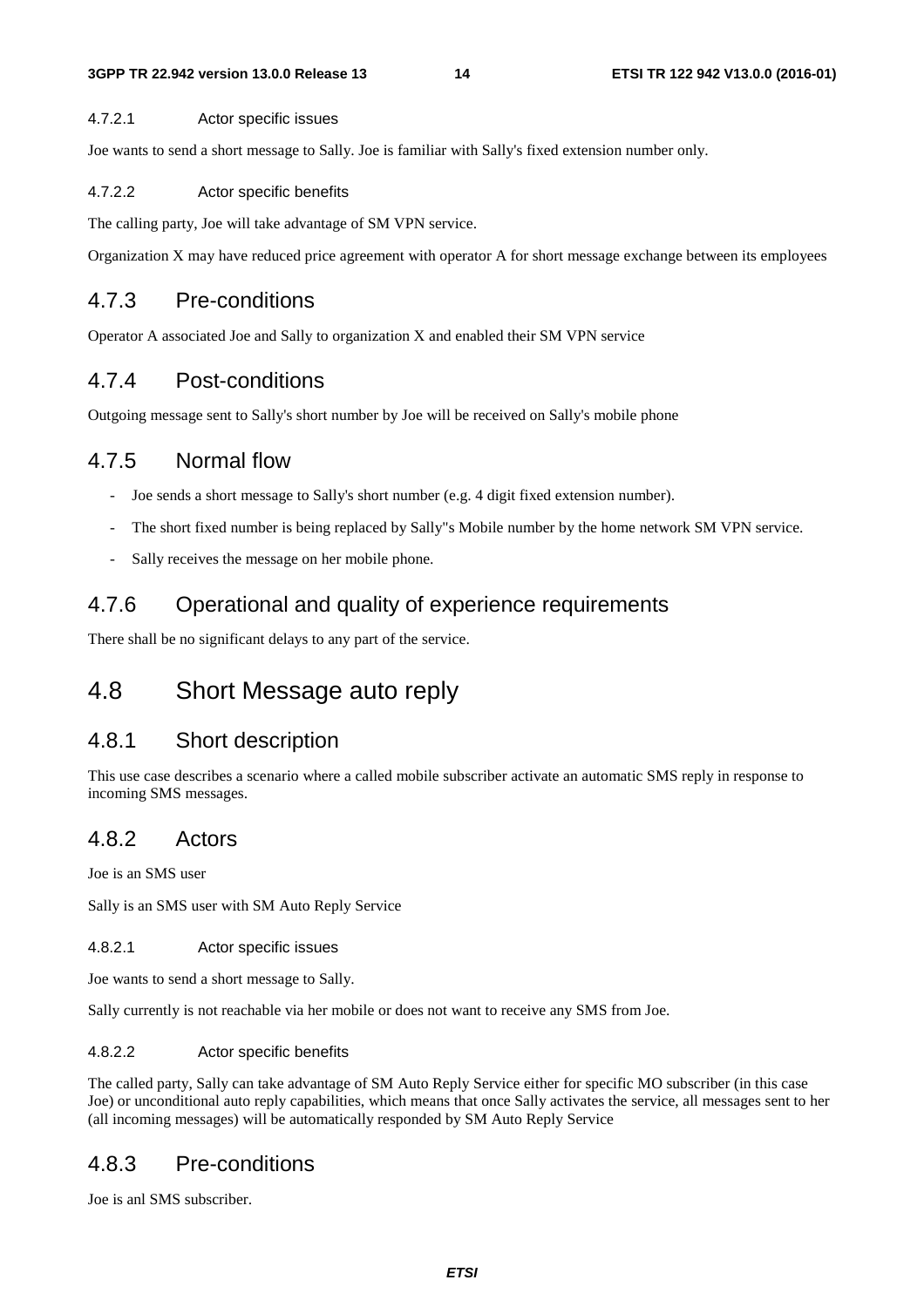#### 4.7.2.1 Actor specific issues

Joe wants to send a short message to Sally. Joe is familiar with Sally's fixed extension number only.

#### 4.7.2.2 Actor specific benefits

The calling party, Joe will take advantage of SM VPN service.

Organization X may have reduced price agreement with operator A for short message exchange between its employees

### 4.7.3 Pre-conditions

Operator A associated Joe and Sally to organization X and enabled their SM VPN service

### 4.7.4 Post-conditions

Outgoing message sent to Sally's short number by Joe will be received on Sally's mobile phone

### 4.7.5 Normal flow

- Joe sends a short message to Sally's short number (e.g. 4 digit fixed extension number).
- The short fixed number is being replaced by Sally''s Mobile number by the home network SM VPN service.
- Sally receives the message on her mobile phone.

### 4.7.6 Operational and quality of experience requirements

There shall be no significant delays to any part of the service.

## 4.8 Short Message auto reply

### 4.8.1 Short description

This use case describes a scenario where a called mobile subscriber activate an automatic SMS reply in response to incoming SMS messages.

### 4.8.2 Actors

Joe is an SMS user

Sally is an SMS user with SM Auto Reply Service

#### 4.8.2.1 Actor specific issues

Joe wants to send a short message to Sally.

Sally currently is not reachable via her mobile or does not want to receive any SMS from Joe.

#### 4.8.2.2 Actor specific benefits

The called party, Sally can take advantage of SM Auto Reply Service either for specific MO subscriber (in this case Joe) or unconditional auto reply capabilities, which means that once Sally activates the service, all messages sent to her (all incoming messages) will be automatically responded by SM Auto Reply Service

### 4.8.3 Pre-conditions

Joe is anl SMS subscriber.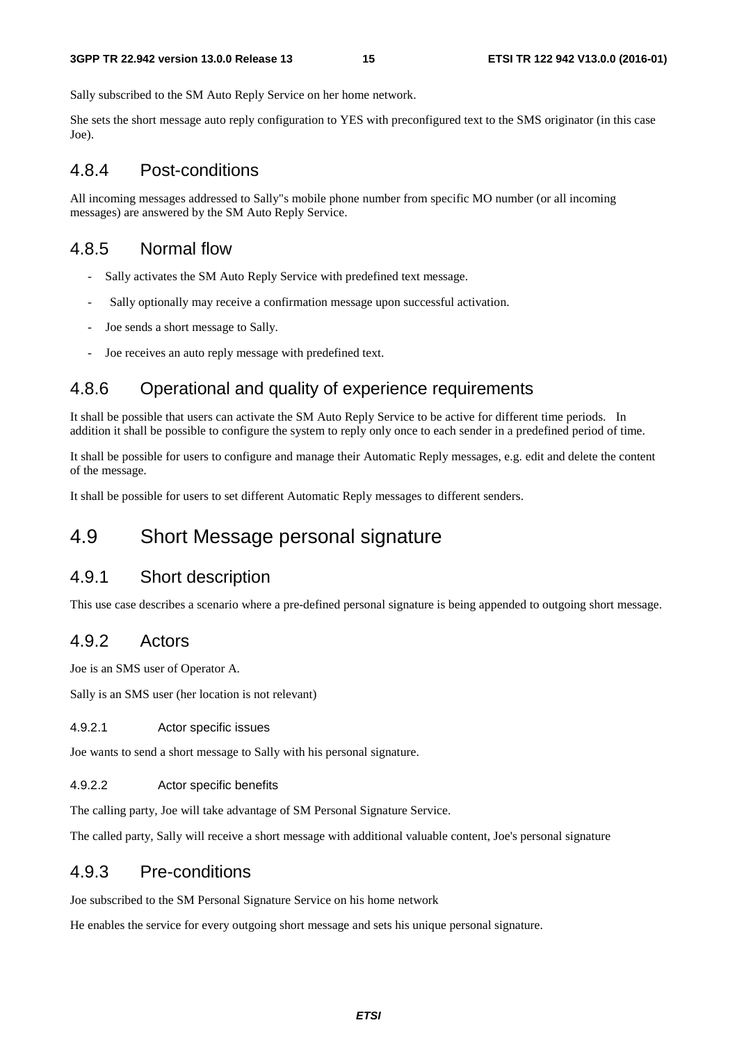Sally subscribed to the SM Auto Reply Service on her home network.

She sets the short message auto reply configuration to YES with preconfigured text to the SMS originator (in this case Joe).

### 4.8.4 Post-conditions

All incoming messages addressed to Sally"s mobile phone number from specific MO number (or all incoming messages) are answered by the SM Auto Reply Service.

### 4.8.5 Normal flow

- Sally activates the SM Auto Reply Service with predefined text message.
- Sally optionally may receive a confirmation message upon successful activation.
- Joe sends a short message to Sally.
- Joe receives an auto reply message with predefined text.

### 4.8.6 Operational and quality of experience requirements

It shall be possible that users can activate the SM Auto Reply Service to be active for different time periods. In addition it shall be possible to configure the system to reply only once to each sender in a predefined period of time.

It shall be possible for users to configure and manage their Automatic Reply messages, e.g. edit and delete the content of the message.

It shall be possible for users to set different Automatic Reply messages to different senders.

## 4.9 Short Message personal signature

### 4.9.1 Short description

This use case describes a scenario where a pre-defined personal signature is being appended to outgoing short message.

### 4.9.2 Actors

Joe is an SMS user of Operator A.

Sally is an SMS user (her location is not relevant)

#### 4.9.2.1 Actor specific issues

Joe wants to send a short message to Sally with his personal signature.

#### 4.9.2.2 Actor specific benefits

The calling party, Joe will take advantage of SM Personal Signature Service.

The called party, Sally will receive a short message with additional valuable content, Joe's personal signature

### 4.9.3 Pre-conditions

Joe subscribed to the SM Personal Signature Service on his home network

He enables the service for every outgoing short message and sets his unique personal signature.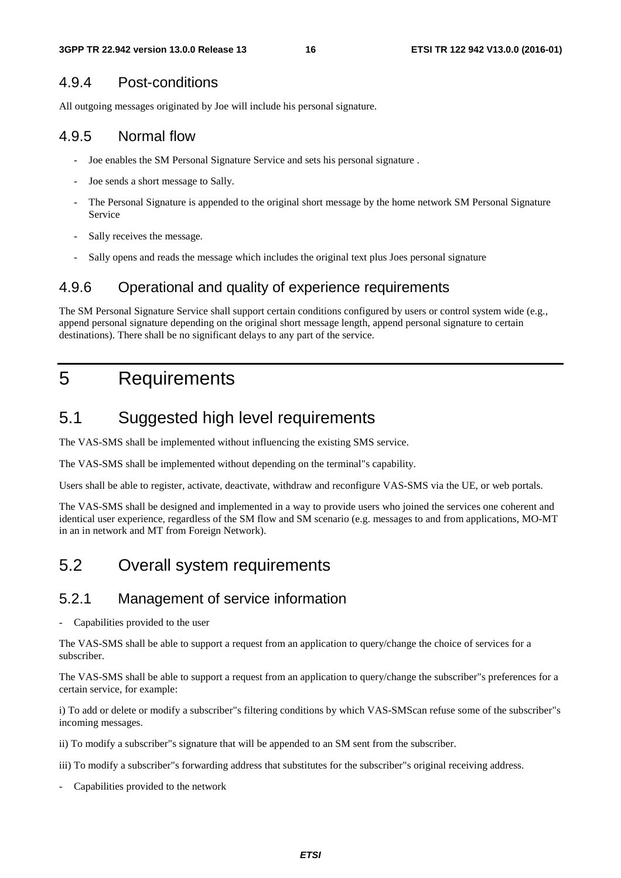### 4.9.4 Post-conditions

All outgoing messages originated by Joe will include his personal signature.

### 4.9.5 Normal flow

- Joe enables the SM Personal Signature Service and sets his personal signature .
- Joe sends a short message to Sally.
- The Personal Signature is appended to the original short message by the home network SM Personal Signature Service
- Sally receives the message.
- Sally opens and reads the message which includes the original text plus Joes personal signature

### 4.9.6 Operational and quality of experience requirements

The SM Personal Signature Service shall support certain conditions configured by users or control system wide (e.g., append personal signature depending on the original short message length, append personal signature to certain destinations). There shall be no significant delays to any part of the service.

# 5 Requirements

## 5.1 Suggested high level requirements

The VAS-SMS shall be implemented without influencing the existing SMS service.

The VAS-SMS shall be implemented without depending on the terminal"s capability.

Users shall be able to register, activate, deactivate, withdraw and reconfigure VAS-SMS via the UE, or web portals.

The VAS-SMS shall be designed and implemented in a way to provide users who joined the services one coherent and identical user experience, regardless of the SM flow and SM scenario (e.g. messages to and from applications, MO-MT in an in network and MT from Foreign Network).

## 5.2 Overall system requirements

### 5.2.1 Management of service information

- Capabilities provided to the user

The VAS-SMS shall be able to support a request from an application to query/change the choice of services for a subscriber.

The VAS-SMS shall be able to support a request from an application to query/change the subscriber"s preferences for a certain service, for example:

i) To add or delete or modify a subscriber"s filtering conditions by which VAS-SMScan refuse some of the subscriber"s incoming messages.

ii) To modify a subscriber"s signature that will be appended to an SM sent from the subscriber.

iii) To modify a subscriber"s forwarding address that substitutes for the subscriber"s original receiving address.

- Capabilities provided to the network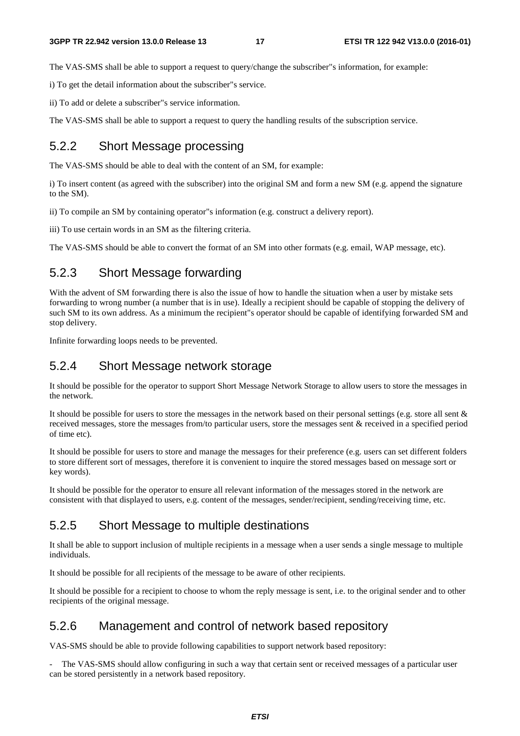The VAS-SMS shall be able to support a request to query/change the subscriber"s information, for example:

i) To get the detail information about the subscriber"s service.

ii) To add or delete a subscriber"s service information.

The VAS-SMS shall be able to support a request to query the handling results of the subscription service.

### 5.2.2 Short Message processing

The VAS-SMS should be able to deal with the content of an SM, for example:

i) To insert content (as agreed with the subscriber) into the original SM and form a new SM (e.g. append the signature to the SM).

ii) To compile an SM by containing operator"s information (e.g. construct a delivery report).

iii) To use certain words in an SM as the filtering criteria.

The VAS-SMS should be able to convert the format of an SM into other formats (e.g. email, WAP message, etc).

### 5.2.3 Short Message forwarding

With the advent of SM forwarding there is also the issue of how to handle the situation when a user by mistake sets forwarding to wrong number (a number that is in use). Ideally a recipient should be capable of stopping the delivery of such SM to its own address. As a minimum the recipient"s operator should be capable of identifying forwarded SM and stop delivery.

Infinite forwarding loops needs to be prevented.

### 5.2.4 Short Message network storage

It should be possible for the operator to support Short Message Network Storage to allow users to store the messages in the network.

It should be possible for users to store the messages in the network based on their personal settings (e.g. store all sent & received messages, store the messages from/to particular users, store the messages sent & received in a specified period of time etc).

It should be possible for users to store and manage the messages for their preference (e.g. users can set different folders to store different sort of messages, therefore it is convenient to inquire the stored messages based on message sort or key words).

It should be possible for the operator to ensure all relevant information of the messages stored in the network are consistent with that displayed to users, e.g. content of the messages, sender/recipient, sending/receiving time, etc.

### 5.2.5 Short Message to multiple destinations

It shall be able to support inclusion of multiple recipients in a message when a user sends a single message to multiple individuals.

It should be possible for all recipients of the message to be aware of other recipients.

It should be possible for a recipient to choose to whom the reply message is sent, i.e. to the original sender and to other recipients of the original message.

### 5.2.6 Management and control of network based repository

VAS-SMS should be able to provide following capabilities to support network based repository:

- The VAS-SMS should allow configuring in such a way that certain sent or received messages of a particular user can be stored persistently in a network based repository.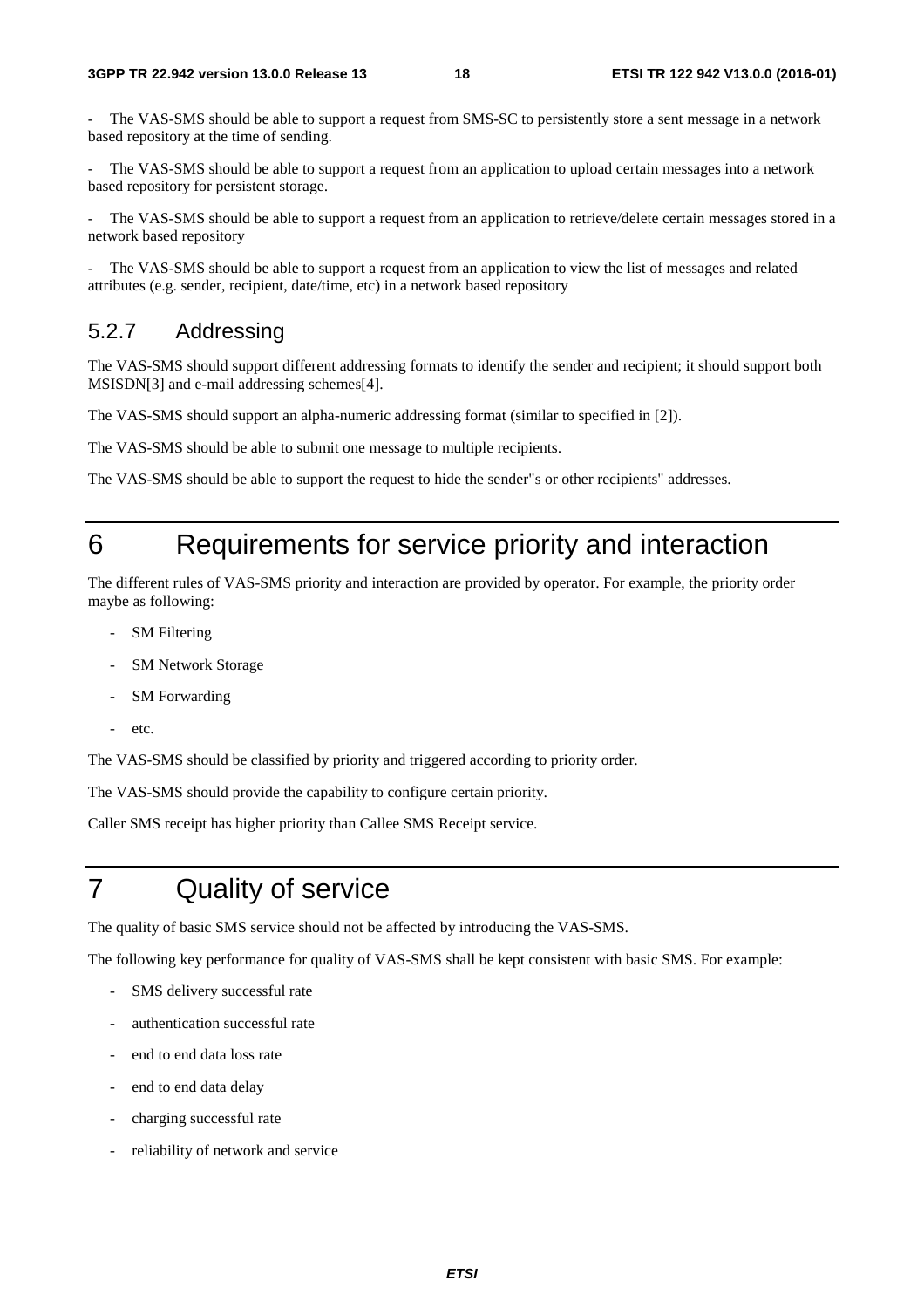- The VAS-SMS should be able to support a request from SMS-SC to persistently store a sent message in a network based repository at the time of sending.

- The VAS-SMS should be able to support a request from an application to upload certain messages into a network based repository for persistent storage.

- The VAS-SMS should be able to support a request from an application to retrieve/delete certain messages stored in a network based repository

- The VAS-SMS should be able to support a request from an application to view the list of messages and related attributes (e.g. sender, recipient, date/time, etc) in a network based repository

### 5.2.7 Addressing

The VAS-SMS should support different addressing formats to identify the sender and recipient; it should support both MSISDN[3] and e-mail addressing schemes[4].

The VAS-SMS should support an alpha-numeric addressing format (similar to specified in [2]).

The VAS-SMS should be able to submit one message to multiple recipients.

The VAS-SMS should be able to support the request to hide the sender"s or other recipients" addresses.

# 6 Requirements for service priority and interaction

The different rules of VAS-SMS priority and interaction are provided by operator. For example, the priority order maybe as following:

- SM Filtering
- SM Network Storage
- SM Forwarding
- etc.

The VAS-SMS should be classified by priority and triggered according to priority order.

The VAS-SMS should provide the capability to configure certain priority.

Caller SMS receipt has higher priority than Callee SMS Receipt service.

# 7 Quality of service

The quality of basic SMS service should not be affected by introducing the VAS-SMS.

The following key performance for quality of VAS-SMS shall be kept consistent with basic SMS. For example:

- SMS delivery successful rate
- authentication successful rate
- end to end data loss rate
- end to end data delay
- charging successful rate
- reliability of network and service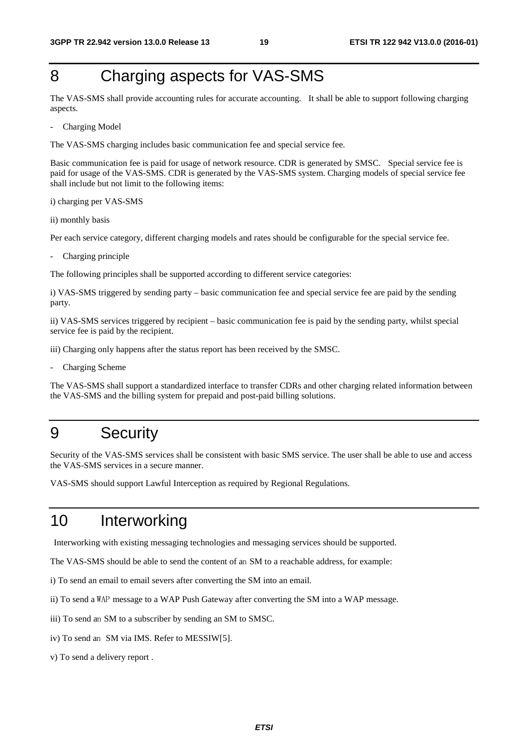# 8 Charging aspects for VAS-SMS

The VAS-SMS shall provide accounting rules for accurate accounting. It shall be able to support following charging aspects.

- Charging Model

The VAS-SMS charging includes basic communication fee and special service fee.

Basic communication fee is paid for usage of network resource. CDR is generated by SMSC. Special service fee is paid for usage of the VAS-SMS. CDR is generated by the VAS-SMS system. Charging models of special service fee shall include but not limit to the following items:

i) charging per VAS-SMS

ii) monthly basis

Per each service category, different charging models and rates should be configurable for the special service fee.

- Charging principle

The following principles shall be supported according to different service categories:

i) VAS-SMS triggered by sending party – basic communication fee and special service fee are paid by the sending party.

ii) VAS-SMS services triggered by recipient – basic communication fee is paid by the sending party, whilst special service fee is paid by the recipient.

iii) Charging only happens after the status report has been received by the SMSC.

- Charging Scheme

The VAS-SMS shall support a standardized interface to transfer CDRs and other charging related information between the VAS-SMS and the billing system for prepaid and post-paid billing solutions.

# 9 Security

Security of the VAS-SMS services shall be consistent with basic SMS service. The user shall be able to use and access the VAS-SMS services in a secure manner.

VAS-SMS should support Lawful Interception as required by Regional Regulations.

# 10 Interworking

Interworking with existing messaging technologies and messaging services should be supported.

The VAS-SMS should be able to send the content of an SM to a reachable address, for example:

i) To send an email to email severs after converting the SM into an email.

ii) To send a WAP message to a WAP Push Gateway after converting the SM into a WAP message.

iii) To send an SM to a subscriber by sending an SM to SMSC.

iv) To send an SM via IMS. Refer to MESSIW[5].

v) To send a delivery report .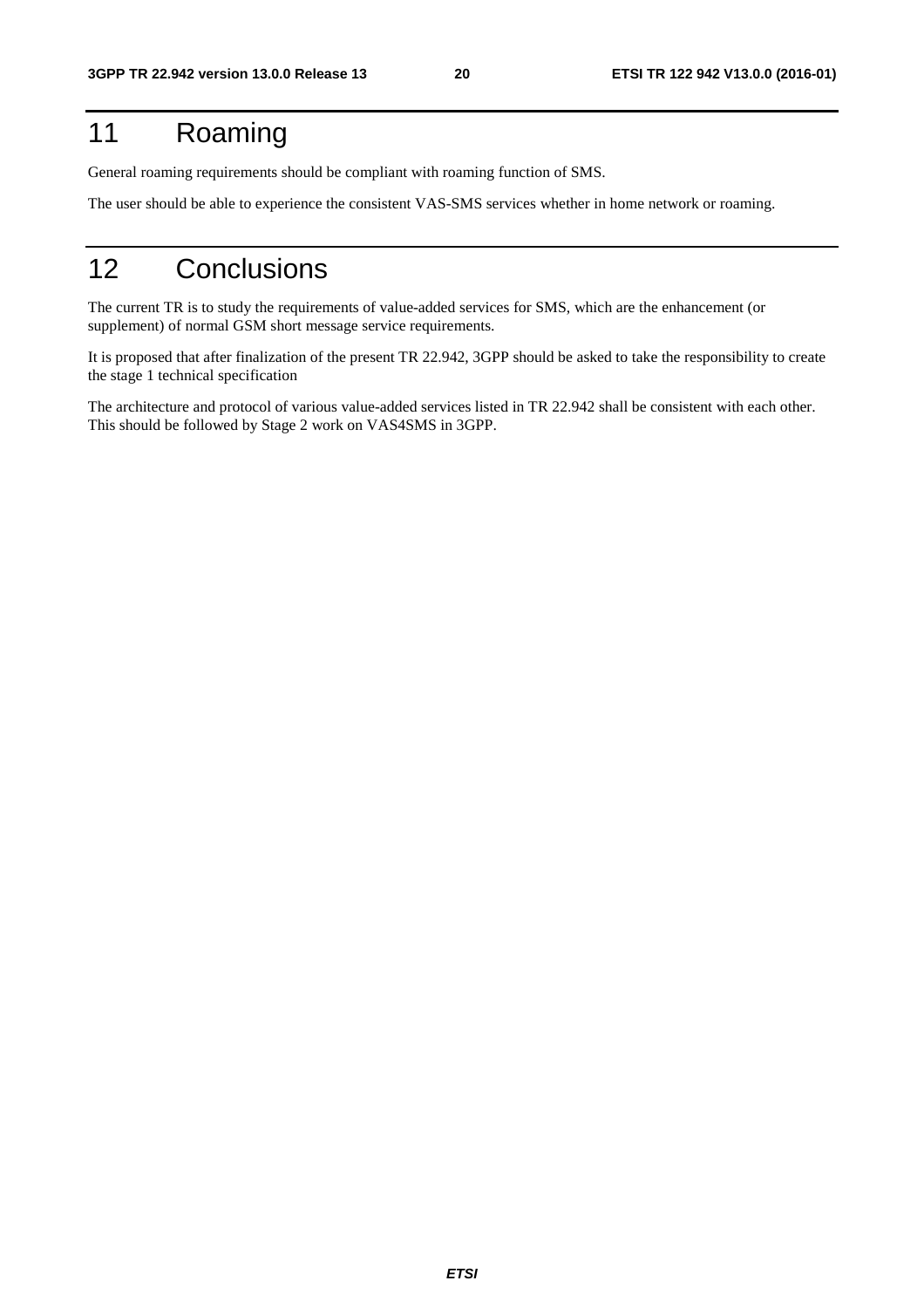# 11 Roaming

General roaming requirements should be compliant with roaming function of SMS.

The user should be able to experience the consistent VAS-SMS services whether in home network or roaming.

# 12 Conclusions

The current TR is to study the requirements of value-added services for SMS, which are the enhancement (or supplement) of normal GSM short message service requirements.

It is proposed that after finalization of the present TR 22.942, 3GPP should be asked to take the responsibility to create the stage 1 technical specification

The architecture and protocol of various value-added services listed in TR 22.942 shall be consistent with each other. This should be followed by Stage 2 work on VAS4SMS in 3GPP.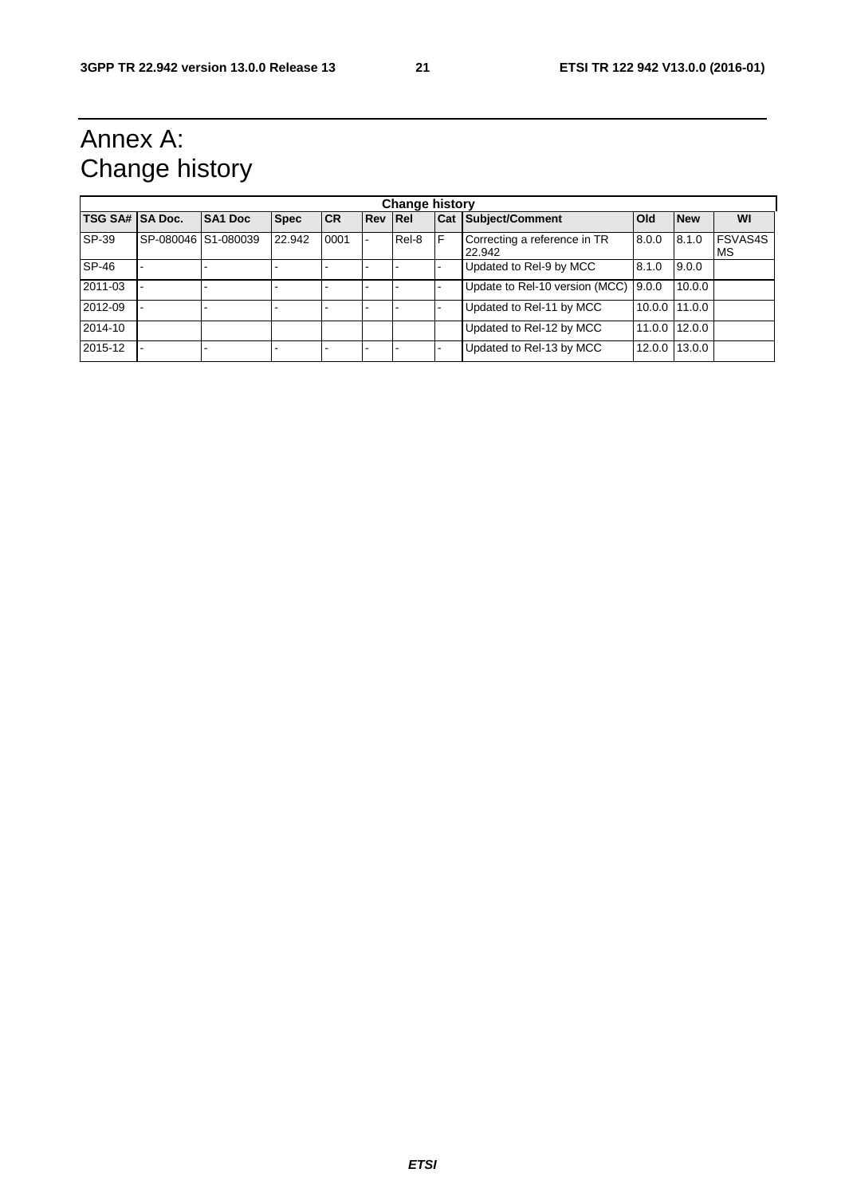# Annex A: Change history

| Change history | | | | | | | | | | | |
|---|---|---|---|---|---|---|---|---|---|---|---|
| **TSG SA#** | **SA Doc.** | **SA1 Doc** | **Spec** | **CR** | **Rev** | **Rel** | **Cat** | **Subject/Comment** | **Old** | **New** | **WI** |
| SP-39 | SP-080046 | S1-080039 | 22.942 | 0001 | - | Rel-8 | F | Correcting a reference in TR 22.942 | 8.0.0 | 8.1.0 | FSVAS4SMS |
| SP-46 | - | - | - | - | - | - | - | Updated to Rel-9 by MCC | 8.1.0 | 9.0.0 | |
| 2011-03 | - | - | - | - | - | - | - | Update to Rel-10 version (MCC) | 9.0.0 | 10.0.0 | |
| 2012-09 | - | - | - | - | - | - | - | Updated to Rel-11 by MCC | 10.0.0 | 11.0.0 | |
| 2014-10 | | | | | | | | Updated to Rel-12 by MCC | 11.0.0 | 12.0.0 | |
| 2015-12 | - | - | - | - | - | - | - | Updated to Rel-13 by MCC | 12.0.0 | 13.0.0 | |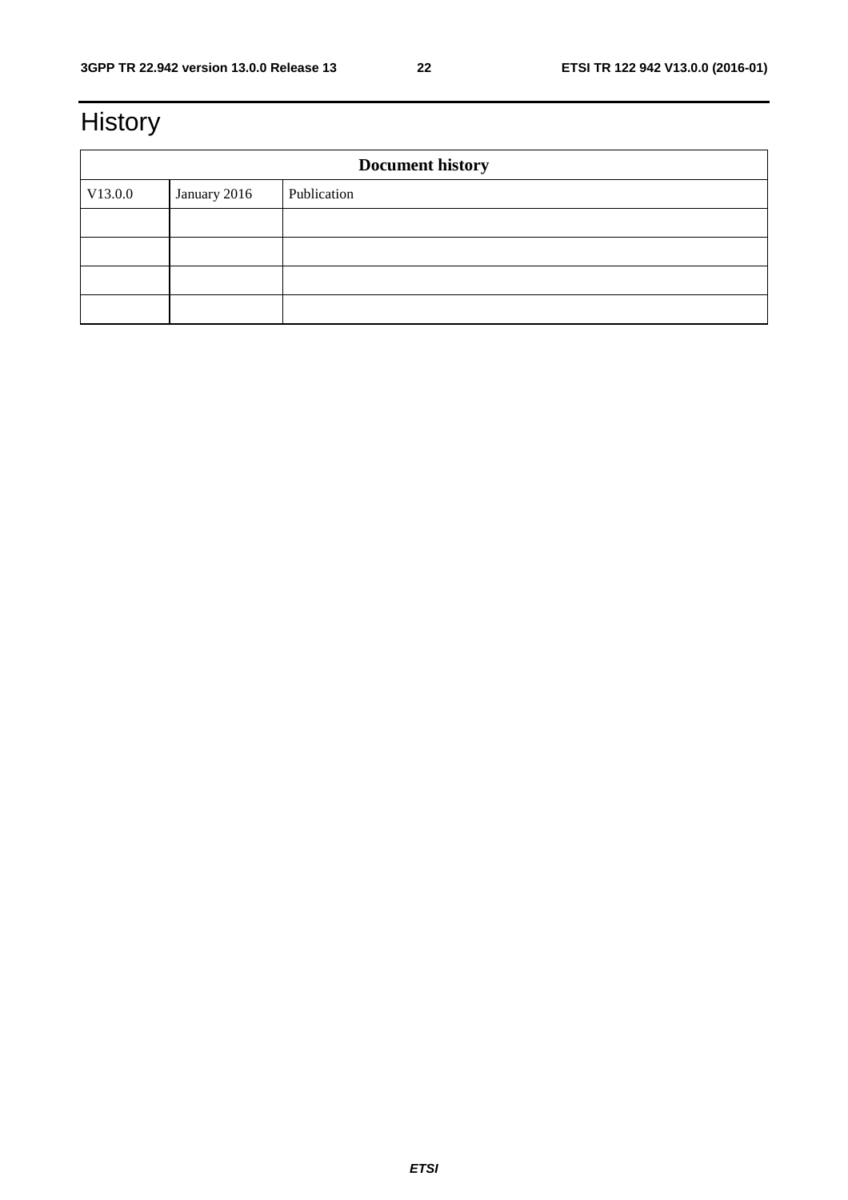# History

| Document history | | |
|---|---|---|
| V13.0.0 | January 2016 | Publication |
| | | |
| | | |
| | | |
| | | |